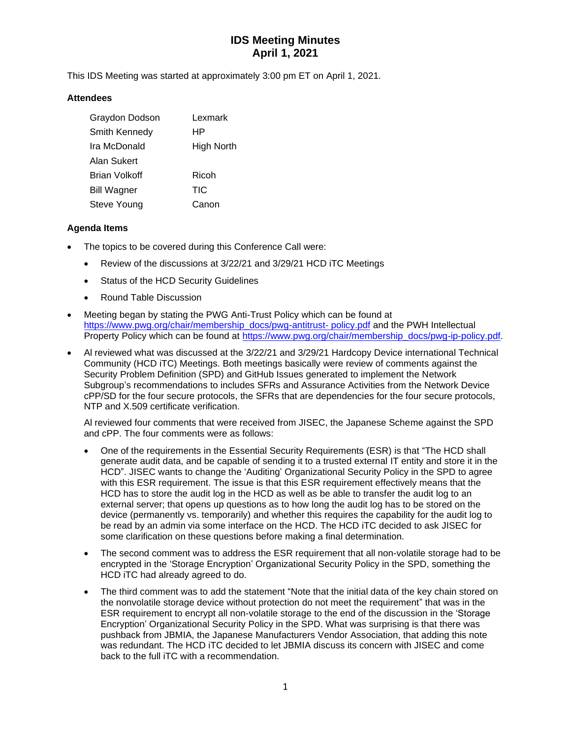# IDS Meeting Minutes
# April 1, 2021

This IDS Meeting was started at approximately 3:00 pm ET on April 1, 2021.

### Attendees

| | |
|---|---|
| Graydon Dodson | Lexmark |
| Smith Kennedy | HP |
| Ira McDonald | High North |
| Alan Sukert | |
| Brian Volkoff | Ricoh |
| Bill Wagner | TIC |
| Steve Young | Canon |

### Agenda Items

- The topics to be covered during this Conference Call were:
  - Review of the discussions at 3/22/21 and 3/29/21 HCD iTC Meetings
  - Status of the HCD Security Guidelines
  - Round Table Discussion
- Meeting began by stating the PWG Anti-Trust Policy which can be found at [https://www.pwg.org/chair/membership_docs/pwg-antitrust- policy.pdf](https://www.pwg.org/chair/membership_docs/pwg-antitrust-policy.pdf) and the PWH Intellectual Property Policy which can be found at [https://www.pwg.org/chair/membership_docs/pwg-ip-policy.pdf](https://www.pwg.org/chair/membership_docs/pwg-ip-policy.pdf).
- Al reviewed what was discussed at the 3/22/21 and 3/29/21 Hardcopy Device international Technical Community (HCD iTC) Meetings. Both meetings basically were review of comments against the Security Problem Definition (SPD) and GitHub Issues generated to implement the Network Subgroup's recommendations to includes SFRs and Assurance Activities from the Network Device cPP/SD for the four secure protocols, the SFRs that are dependencies for the four secure protocols, NTP and X.509 certificate verification.

  Al reviewed four comments that were received from JISEC, the Japanese Scheme against the SPD and cPP. The four comments were as follows:

  - One of the requirements in the Essential Security Requirements (ESR) is that "The HCD shall generate audit data, and be capable of sending it to a trusted external IT entity and store it in the HCD". JISEC wants to change the 'Auditing' Organizational Security Policy in the SPD to agree with this ESR requirement. The issue is that this ESR requirement effectively means that the HCD has to store the audit log in the HCD as well as be able to transfer the audit log to an external server; that opens up questions as to how long the audit log has to be stored on the device (permanently vs. temporarily) and whether this requires the capability for the audit log to be read by an admin via some interface on the HCD. The HCD iTC decided to ask JISEC for some clarification on these questions before making a final determination.
  - The second comment was to address the ESR requirement that all non-volatile storage had to be encrypted in the 'Storage Encryption' Organizational Security Policy in the SPD, something the HCD iTC had already agreed to do.
  - The third comment was to add the statement "Note that the initial data of the key chain stored on the nonvolatile storage device without protection do not meet the requirement" that was in the ESR requirement to encrypt all non-volatile storage to the end of the discussion in the 'Storage Encryption' Organizational Security Policy in the SPD. What was surprising is that there was pushback from JBMIA, the Japanese Manufacturers Vendor Association, that adding this note was redundant. The HCD iTC decided to let JBMIA discuss its concern with JISEC and come back to the full iTC with a recommendation.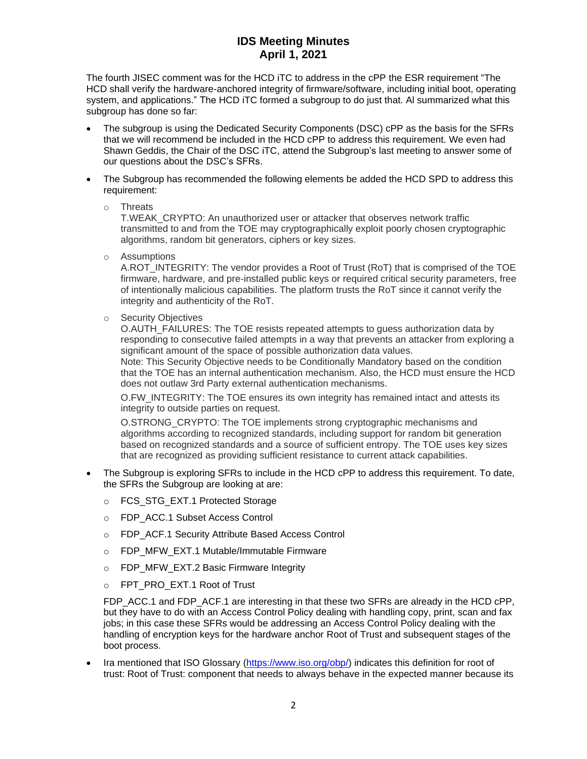The fourth JISEC comment was for the HCD iTC to address in the cPP the ESR requirement "The HCD shall verify the hardware-anchored integrity of firmware/software, including initial boot, operating system, and applications." The HCD iTC formed a subgroup to do just that. Al summarized what this subgroup has done so far:

- The subgroup is using the Dedicated Security Components (DSC) cPP as the basis for the SFRs that we will recommend be included in the HCD cPP to address this requirement. We even had Shawn Geddis, the Chair of the DSC iTC, attend the Subgroup's last meeting to answer some of our questions about the DSC's SFRs.

- The Subgroup has recommended the following elements be added the HCD SPD to address this requirement:

  - Threats
    T.WEAK_CRYPTO: An unauthorized user or attacker that observes network traffic transmitted to and from the TOE may cryptographically exploit poorly chosen cryptographic algorithms, random bit generators, ciphers or key sizes.

  - Assumptions
    A.ROT_INTEGRITY: The vendor provides a Root of Trust (RoT) that is comprised of the TOE firmware, hardware, and pre-installed public keys or required critical security parameters, free of intentionally malicious capabilities. The platform trusts the RoT since it cannot verify the integrity and authenticity of the RoT.

  - Security Objectives
    O.AUTH_FAILURES: The TOE resists repeated attempts to guess authorization data by responding to consecutive failed attempts in a way that prevents an attacker from exploring a significant amount of the space of possible authorization data values.
    Note: This Security Objective needs to be Conditionally Mandatory based on the condition that the TOE has an internal authentication mechanism. Also, the HCD must ensure the HCD does not outlaw 3rd Party external authentication mechanisms.

    O.FW_INTEGRITY: The TOE ensures its own integrity has remained intact and attests its integrity to outside parties on request.

    O.STRONG_CRYPTO: The TOE implements strong cryptographic mechanisms and algorithms according to recognized standards, including support for random bit generation based on recognized standards and a source of sufficient entropy. The TOE uses key sizes that are recognized as providing sufficient resistance to current attack capabilities.

- The Subgroup is exploring SFRs to include in the HCD cPP to address this requirement. To date, the SFRs the Subgroup are looking at are:

  - FCS_STG_EXT.1 Protected Storage
  - FDP_ACC.1 Subset Access Control
  - FDP_ACF.1 Security Attribute Based Access Control
  - FDP_MFW_EXT.1 Mutable/Immutable Firmware
  - FDP_MFW_EXT.2 Basic Firmware Integrity
  - FPT_PRO_EXT.1 Root of Trust

  FDP_ACC.1 and FDP_ACF.1 are interesting in that these two SFRs are already in the HCD cPP, but they have to do with an Access Control Policy dealing with handling copy, print, scan and fax jobs; in this case these SFRs would be addressing an Access Control Policy dealing with the handling of encryption keys for the hardware anchor Root of Trust and subsequent stages of the boot process.

- Ira mentioned that ISO Glossary (https://www.iso.org/obp/) indicates this definition for root of trust: Root of Trust: component that needs to always behave in the expected manner because its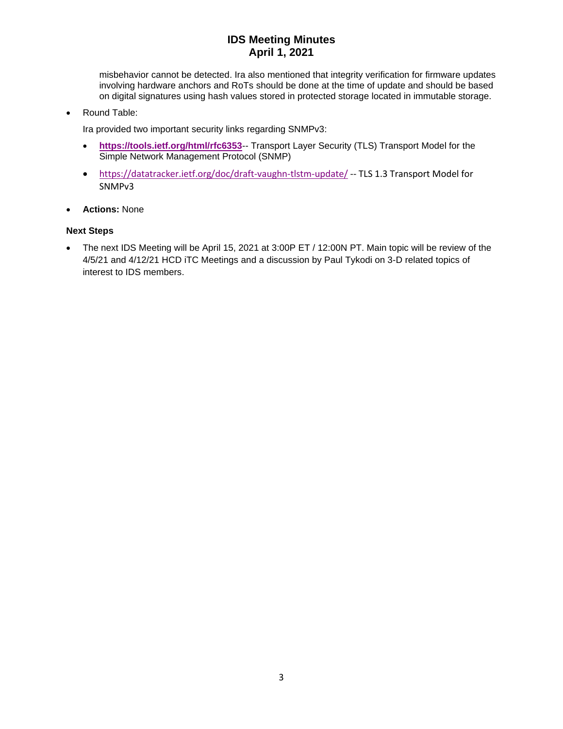misbehavior cannot be detected. Ira also mentioned that integrity verification for firmware updates involving hardware anchors and RoTs should be done at the time of update and should be based on digital signatures using hash values stored in protected storage located in immutable storage.

- Round Table:

  Ira provided two important security links regarding SNMPv3:

  - **https://tools.ietf.org/html/rfc6353**-- Transport Layer Security (TLS) Transport Model for the Simple Network Management Protocol (SNMP)
  - https://datatracker.ietf.org/doc/draft-vaughn-tlstm-update/ -- TLS 1.3 Transport Model for SNMPv3

- **Actions:** None

### Next Steps

- The next IDS Meeting will be April 15, 2021 at 3:00P ET / 12:00N PT. Main topic will be review of the 4/5/21 and 4/12/21 HCD iTC Meetings and a discussion by Paul Tykodi on 3-D related topics of interest to IDS members.